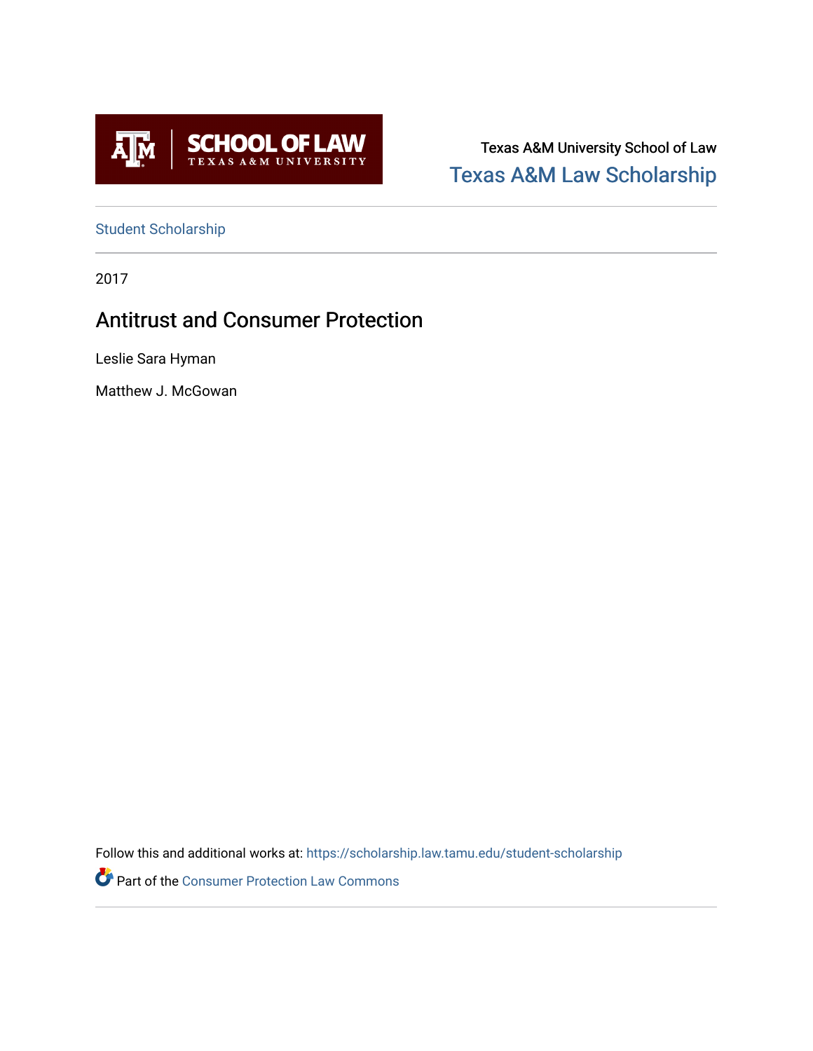SCHOOL OF LAW
TEXAS A&M UNIVERSITY

Texas A&M University School of Law

Texas A&M Law Scholarship

Student Scholarship

2017

# Antitrust and Consumer Protection

Leslie Sara Hyman

Matthew J. McGowan

Follow this and additional works at: https://scholarship.law.tamu.edu/student-scholarship

Part of the Consumer Protection Law Commons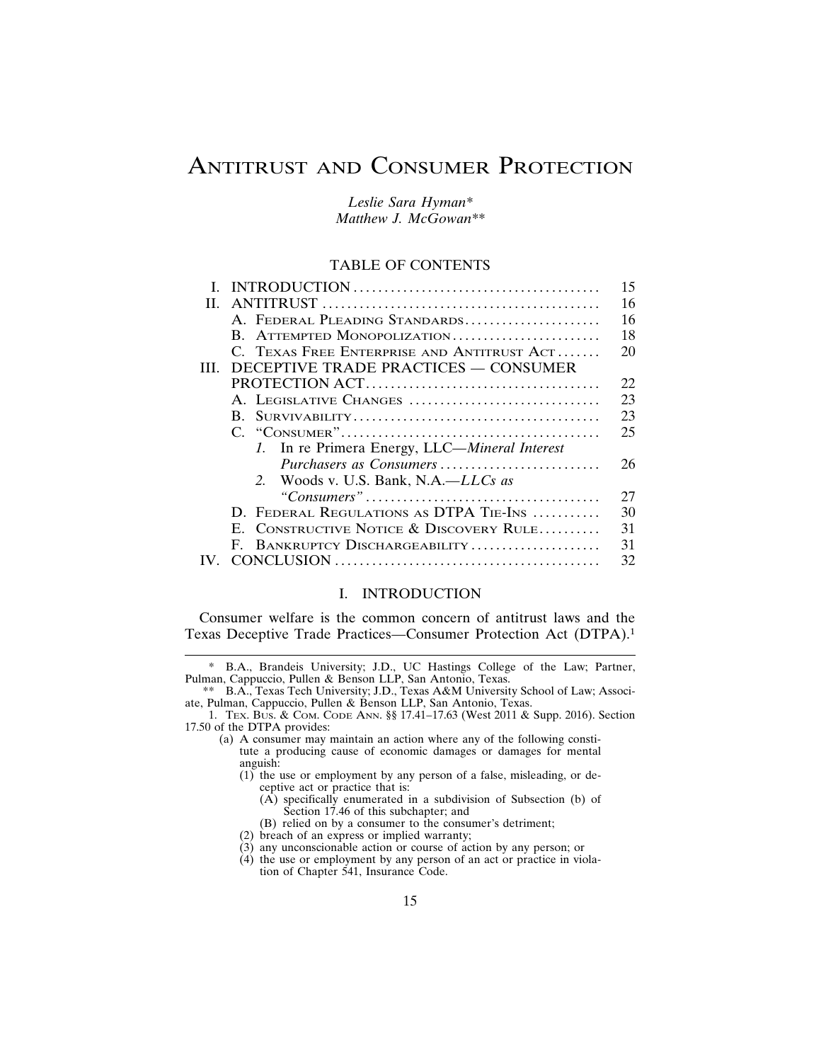# ANTITRUST AND CONSUMER PROTECTION

*Leslie Sara Hyman\**
*Matthew J. McGowan\*\**

## TABLE OF CONTENTS

| | | |
|---|---|---|
| I. | INTRODUCTION | 15 |
| II. | ANTITRUST | 16 |
| | A. FEDERAL PLEADING STANDARDS | 16 |
| | B. ATTEMPTED MONOPOLIZATION | 18 |
| | C. TEXAS FREE ENTERPRISE AND ANTITRUST ACT | 20 |
| III. | DECEPTIVE TRADE PRACTICES — CONSUMER PROTECTION ACT | 22 |
| | A. LEGISLATIVE CHANGES | 23 |
| | B. SURVIVABILITY | 23 |
| | C. "CONSUMER" | 25 |
| | *1.* In re Primera Energy, LLC—*Mineral Interest Purchasers as Consumers* | 26 |
| | *2.* Woods v. U.S. Bank, N.A.—*LLCs as "Consumers"* | 27 |
| | D. FEDERAL REGULATIONS AS DTPA TIE-INS | 30 |
| | E. CONSTRUCTIVE NOTICE & DISCOVERY RULE | 31 |
| | F. BANKRUPTCY DISCHARGEABILITY | 31 |
| IV. | CONCLUSION | 32 |

## I. INTRODUCTION

Consumer welfare is the common concern of antitrust laws and the Texas Deceptive Trade Practices—Consumer Protection Act (DTPA).[1]

---

\* B.A., Brandeis University; J.D., UC Hastings College of the Law; Partner, Pulman, Cappuccio, Pullen & Benson LLP, San Antonio, Texas.

\*\* B.A., Texas Tech University; J.D., Texas A&M University School of Law; Associate, Pulman, Cappuccio, Pullen & Benson LLP, San Antonio, Texas.

1. TEX. BUS. & COM. CODE ANN. §§ 17.41–17.63 (West 2011 & Supp. 2016). Section 17.50 of the DTPA provides:

> (a) A consumer may maintain an action where any of the following constitute a producing cause of economic damages or damages for mental anguish:
>
> (1) the use or employment by any person of a false, misleading, or deceptive act or practice that is:
>
> (A) specifically enumerated in a subdivision of Subsection (b) of Section 17.46 of this subchapter; and
>
> (B) relied on by a consumer to the consumer's detriment;
>
> (2) breach of an express or implied warranty;
>
> (3) any unconscionable action or course of action by any person; or
>
> (4) the use or employment by any person of an act or practice in violation of Chapter 541, Insurance Code.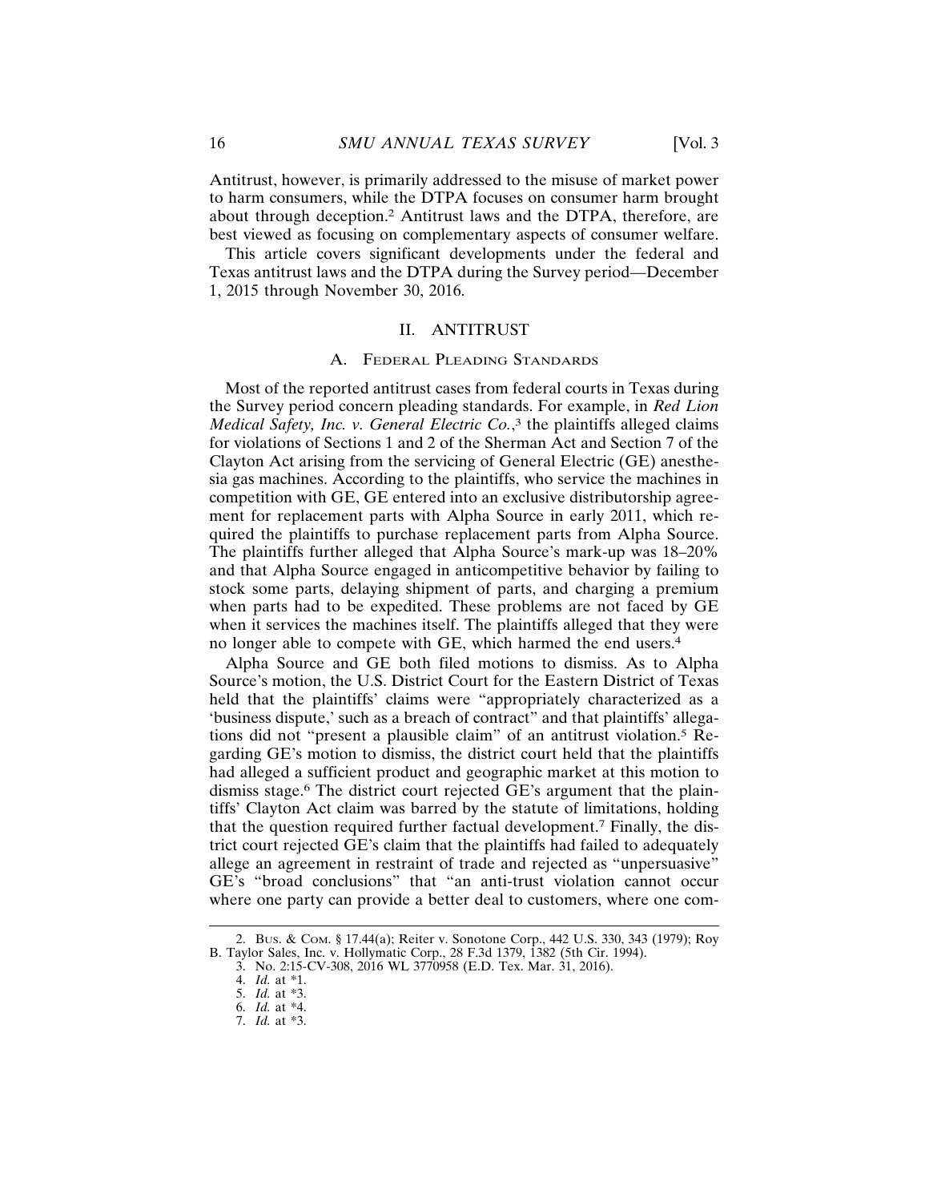Antitrust, however, is primarily addressed to the misuse of market power to harm consumers, while the DTPA focuses on consumer harm brought about through deception.[2] Antitrust laws and the DTPA, therefore, are best viewed as focusing on complementary aspects of consumer welfare.

This article covers significant developments under the federal and Texas antitrust laws and the DTPA during the Survey period—December 1, 2015 through November 30, 2016.

## II. ANTITRUST

### A. Federal Pleading Standards

Most of the reported antitrust cases from federal courts in Texas during the Survey period concern pleading standards. For example, in *Red Lion Medical Safety, Inc. v. General Electric Co.*,[3] the plaintiffs alleged claims for violations of Sections 1 and 2 of the Sherman Act and Section 7 of the Clayton Act arising from the servicing of General Electric (GE) anesthesia gas machines. According to the plaintiffs, who service the machines in competition with GE, GE entered into an exclusive distributorship agreement for replacement parts with Alpha Source in early 2011, which required the plaintiffs to purchase replacement parts from Alpha Source. The plaintiffs further alleged that Alpha Source's mark-up was 18–20% and that Alpha Source engaged in anticompetitive behavior by failing to stock some parts, delaying shipment of parts, and charging a premium when parts had to be expedited. These problems are not faced by GE when it services the machines itself. The plaintiffs alleged that they were no longer able to compete with GE, which harmed the end users.[4]

Alpha Source and GE both filed motions to dismiss. As to Alpha Source's motion, the U.S. District Court for the Eastern District of Texas held that the plaintiffs' claims were "appropriately characterized as a 'business dispute,' such as a breach of contract" and that plaintiffs' allegations did not "present a plausible claim" of an antitrust violation.[5] Regarding GE's motion to dismiss, the district court held that the plaintiffs had alleged a sufficient product and geographic market at this motion to dismiss stage.[6] The district court rejected GE's argument that the plaintiffs' Clayton Act claim was barred by the statute of limitations, holding that the question required further factual development.[7] Finally, the district court rejected GE's claim that the plaintiffs had failed to adequately allege an agreement in restraint of trade and rejected as "unpersuasive" GE's "broad conclusions" that "an anti-trust violation cannot occur where one party can provide a better deal to customers, where one com-

---

2. Bus. & Com. § 17.44(a); Reiter v. Sonotone Corp., 442 U.S. 330, 343 (1979); Roy B. Taylor Sales, Inc. v. Hollymatic Corp., 28 F.3d 1379, 1382 (5th Cir. 1994).
3. No. 2:15-CV-308, 2016 WL 3770958 (E.D. Tex. Mar. 31, 2016).
4. *Id.* at *1.
5. *Id.* at *3.
6. *Id.* at *4.
7. *Id.* at *3.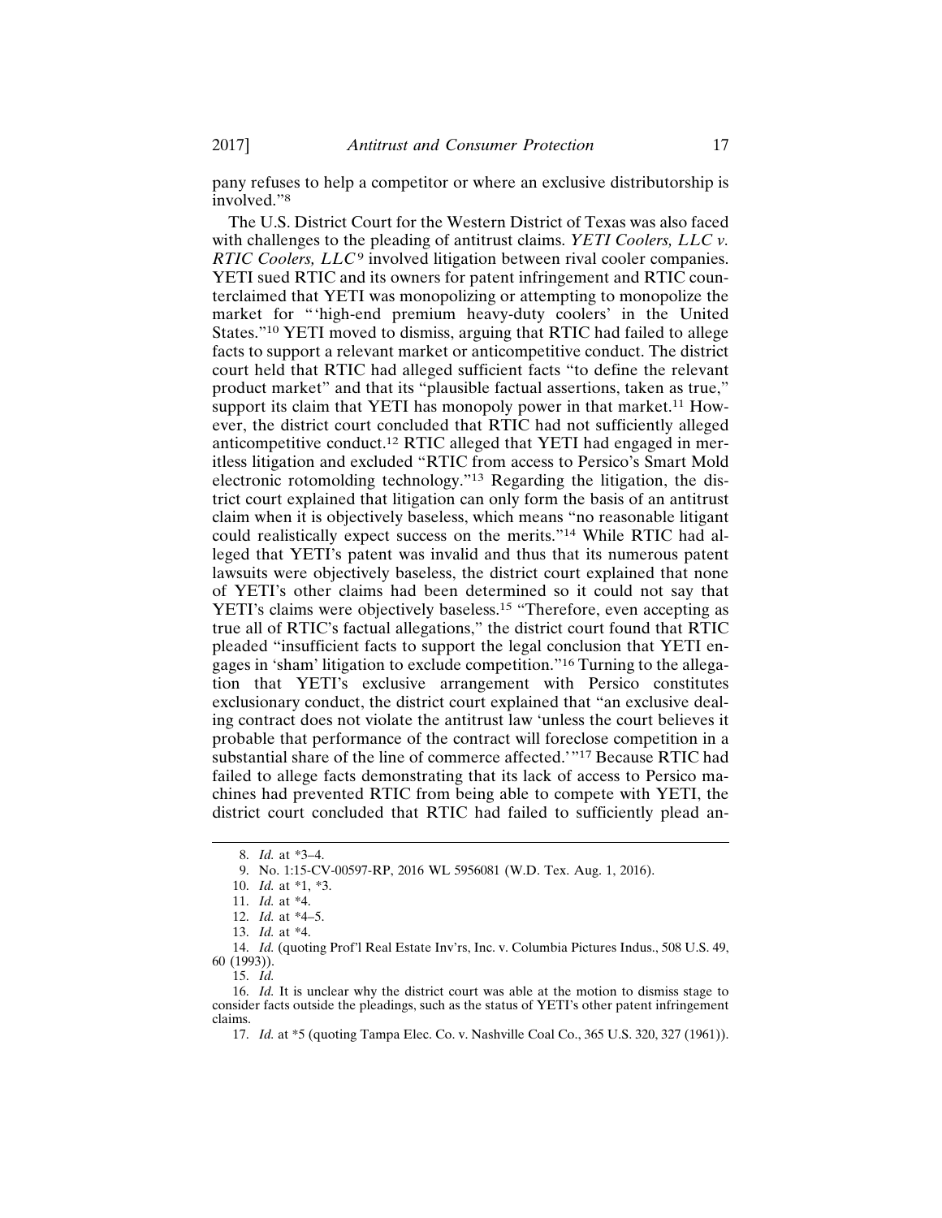pany refuses to help a competitor or where an exclusive distributorship is involved."[8]

The U.S. District Court for the Western District of Texas was also faced with challenges to the pleading of antitrust claims. *YETI Coolers, LLC v. RTIC Coolers, LLC*[9] involved litigation between rival cooler companies. YETI sued RTIC and its owners for patent infringement and RTIC counterclaimed that YETI was monopolizing or attempting to monopolize the market for "'high-end premium heavy-duty coolers' in the United States."[10] YETI moved to dismiss, arguing that RTIC had failed to allege facts to support a relevant market or anticompetitive conduct. The district court held that RTIC had alleged sufficient facts "to define the relevant product market" and that its "plausible factual assertions, taken as true," support its claim that YETI has monopoly power in that market.[11] However, the district court concluded that RTIC had not sufficiently alleged anticompetitive conduct.[12] RTIC alleged that YETI had engaged in meritless litigation and excluded "RTIC from access to Persico's Smart Mold electronic rotomolding technology."[13] Regarding the litigation, the district court explained that litigation can only form the basis of an antitrust claim when it is objectively baseless, which means "no reasonable litigant could realistically expect success on the merits."[14] While RTIC had alleged that YETI's patent was invalid and thus that its numerous patent lawsuits were objectively baseless, the district court explained that none of YETI's other claims had been determined so it could not say that YETI's claims were objectively baseless.[15] "Therefore, even accepting as true all of RTIC's factual allegations," the district court found that RTIC pleaded "insufficient facts to support the legal conclusion that YETI engages in 'sham' litigation to exclude competition."[16] Turning to the allegation that YETI's exclusive arrangement with Persico constitutes exclusionary conduct, the district court explained that "an exclusive dealing contract does not violate the antitrust law 'unless the court believes it probable that performance of the contract will foreclose competition in a substantial share of the line of commerce affected.'"[17] Because RTIC had failed to allege facts demonstrating that its lack of access to Persico machines had prevented RTIC from being able to compete with YETI, the district court concluded that RTIC had failed to sufficiently plead an-

---

8. *Id.* at *3–4.

9. No. 1:15-CV-00597-RP, 2016 WL 5956081 (W.D. Tex. Aug. 1, 2016).

10. *Id.* at *1, *3.

11. *Id.* at *4.

12. *Id.* at *4–5.

13. *Id.* at *4.

14. *Id.* (quoting Prof'l Real Estate Inv'rs, Inc. v. Columbia Pictures Indus., 508 U.S. 49, 60 (1993)).

15. *Id.*

16. *Id.* It is unclear why the district court was able at the motion to dismiss stage to consider facts outside the pleadings, such as the status of YETI's other patent infringement claims.

17. *Id.* at *5 (quoting Tampa Elec. Co. v. Nashville Coal Co., 365 U.S. 320, 327 (1961)).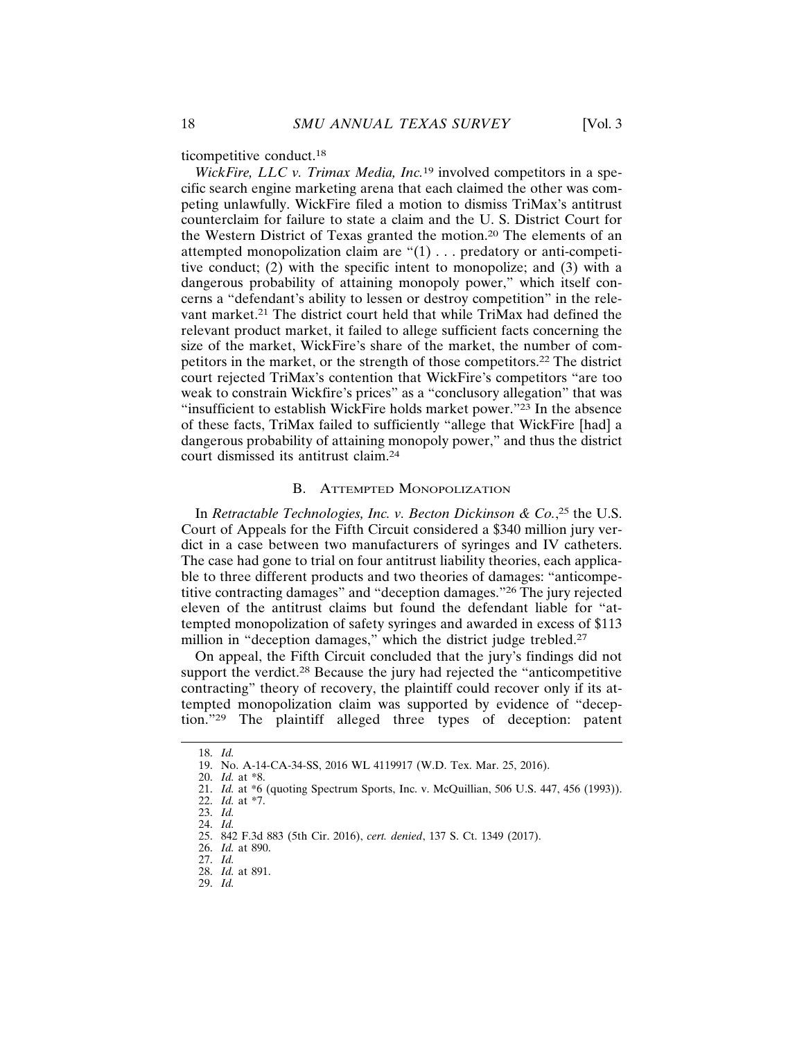ticompetitive conduct.[18]

*WickFire, LLC v. Trimax Media, Inc.*[19] involved competitors in a specific search engine marketing arena that each claimed the other was competing unlawfully. WickFire filed a motion to dismiss TriMax's antitrust counterclaim for failure to state a claim and the U. S. District Court for the Western District of Texas granted the motion.[20] The elements of an attempted monopolization claim are "(1) . . . predatory or anti-competitive conduct; (2) with the specific intent to monopolize; and (3) with a dangerous probability of attaining monopoly power," which itself concerns a "defendant's ability to lessen or destroy competition" in the relevant market.[21] The district court held that while TriMax had defined the relevant product market, it failed to allege sufficient facts concerning the size of the market, WickFire's share of the market, the number of competitors in the market, or the strength of those competitors.[22] The district court rejected TriMax's contention that WickFire's competitors "are too weak to constrain Wickfire's prices" as a "conclusory allegation" that was "insufficient to establish WickFire holds market power."[23] In the absence of these facts, TriMax failed to sufficiently "allege that WickFire [had] a dangerous probability of attaining monopoly power," and thus the district court dismissed its antitrust claim.[24]

### B. Attempted Monopolization

In *Retractable Technologies, Inc. v. Becton Dickinson & Co.*,[25] the U.S. Court of Appeals for the Fifth Circuit considered a $340 million jury verdict in a case between two manufacturers of syringes and IV catheters. The case had gone to trial on four antitrust liability theories, each applicable to three different products and two theories of damages: "anticompetitive contracting damages" and "deception damages."[26] The jury rejected eleven of the antitrust claims but found the defendant liable for "attempted monopolization of safety syringes and awarded in excess of $113 million in "deception damages," which the district judge trebled.[27]

On appeal, the Fifth Circuit concluded that the jury's findings did not support the verdict.[28] Because the jury had rejected the "anticompetitive contracting" theory of recovery, the plaintiff could recover only if its attempted monopolization claim was supported by evidence of "deception."[29] The plaintiff alleged three types of deception: patent

18. *Id.*
19. No. A-14-CA-34-SS, 2016 WL 4119917 (W.D. Tex. Mar. 25, 2016).
20. *Id.* at *8.
21. *Id.* at *6 (quoting Spectrum Sports, Inc. v. McQuillian, 506 U.S. 447, 456 (1993)).
22. *Id.* at *7.
23. *Id.*
24. *Id.*
25. 842 F.3d 883 (5th Cir. 2016), *cert. denied*, 137 S. Ct. 1349 (2017).
26. *Id.* at 890.
27. *Id.*
28. *Id.* at 891.
29. *Id.*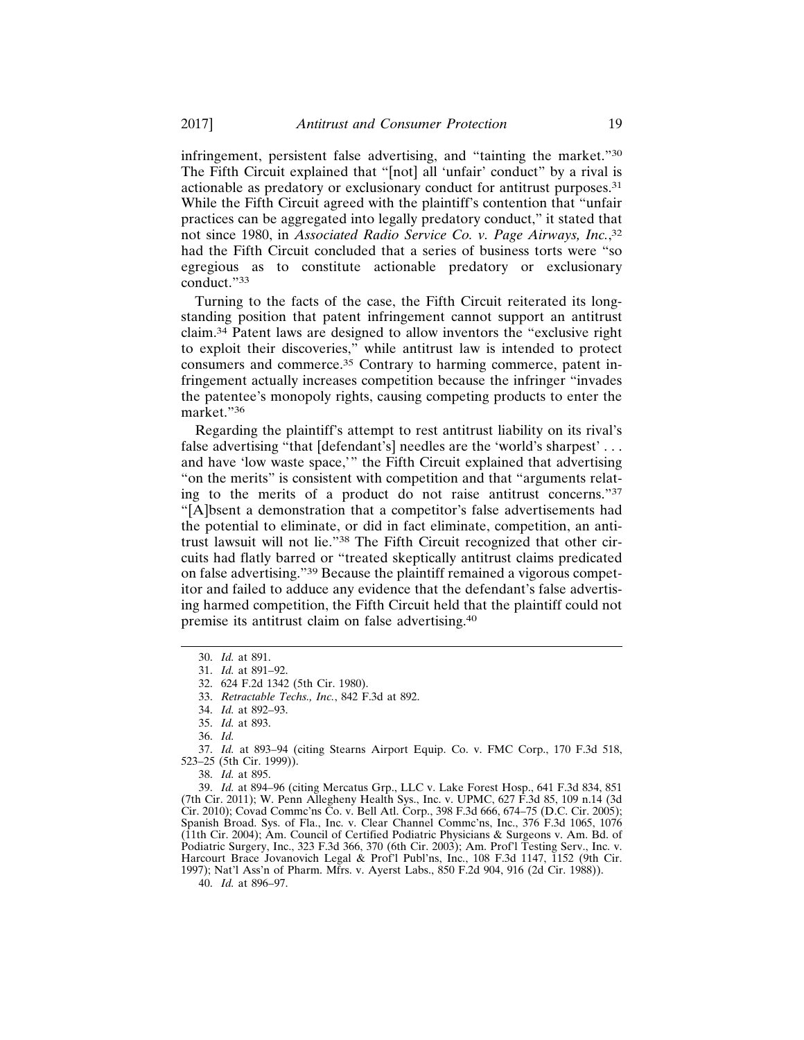infringement, persistent false advertising, and "tainting the market."[30] The Fifth Circuit explained that "[not] all 'unfair' conduct" by a rival is actionable as predatory or exclusionary conduct for antitrust purposes.[31] While the Fifth Circuit agreed with the plaintiff's contention that "unfair practices can be aggregated into legally predatory conduct," it stated that not since 1980, in *Associated Radio Service Co. v. Page Airways, Inc.*,[32] had the Fifth Circuit concluded that a series of business torts were "so egregious as to constitute actionable predatory or exclusionary conduct."[33]

Turning to the facts of the case, the Fifth Circuit reiterated its longstanding position that patent infringement cannot support an antitrust claim.[34] Patent laws are designed to allow inventors the "exclusive right to exploit their discoveries," while antitrust law is intended to protect consumers and commerce.[35] Contrary to harming commerce, patent infringement actually increases competition because the infringer "invades the patentee's monopoly rights, causing competing products to enter the market."[36]

Regarding the plaintiff's attempt to rest antitrust liability on its rival's false advertising "that [defendant's] needles are the 'world's sharpest' . . . and have 'low waste space,'" the Fifth Circuit explained that advertising "on the merits" is consistent with competition and that "arguments relating to the merits of a product do not raise antitrust concerns."[37] "[A]bsent a demonstration that a competitor's false advertisements had the potential to eliminate, or did in fact eliminate, competition, an antitrust lawsuit will not lie."[38] The Fifth Circuit recognized that other circuits had flatly barred or "treated skeptically antitrust claims predicated on false advertising."[39] Because the plaintiff remained a vigorous competitor and failed to adduce any evidence that the defendant's false advertising harmed competition, the Fifth Circuit held that the plaintiff could not premise its antitrust claim on false advertising.[40]

---

30. *Id.* at 891.

31. *Id.* at 891–92.

32. 624 F.2d 1342 (5th Cir. 1980).

33. *Retractable Techs., Inc.*, 842 F.3d at 892.

34. *Id.* at 892–93.

35. *Id.* at 893.

36. *Id.*

37. *Id.* at 893–94 (citing Stearns Airport Equip. Co. v. FMC Corp., 170 F.3d 518, 523–25 (5th Cir. 1999)).

38. *Id.* at 895.

39. *Id.* at 894–96 (citing Mercatus Grp., LLC v. Lake Forest Hosp., 641 F.3d 834, 851 (7th Cir. 2011); W. Penn Allegheny Health Sys., Inc. v. UPMC, 627 F.3d 85, 109 n.14 (3d Cir. 2010); Covad Commc'ns Co. v. Bell Atl. Corp., 398 F.3d 666, 674–75 (D.C. Cir. 2005); Spanish Broad. Sys. of Fla., Inc. v. Clear Channel Commc'ns, Inc., 376 F.3d 1065, 1076 (11th Cir. 2004); Am. Council of Certified Podiatric Physicians & Surgeons v. Am. Bd. of Podiatric Surgery, Inc., 323 F.3d 366, 370 (6th Cir. 2003); Am. Prof'l Testing Serv., Inc. v. Harcourt Brace Jovanovich Legal & Prof'l Publ'ns, Inc., 108 F.3d 1147, 1152 (9th Cir. 1997); Nat'l Ass'n of Pharm. Mfrs. v. Ayerst Labs., 850 F.2d 904, 916 (2d Cir. 1988)).

40. *Id.* at 896–97.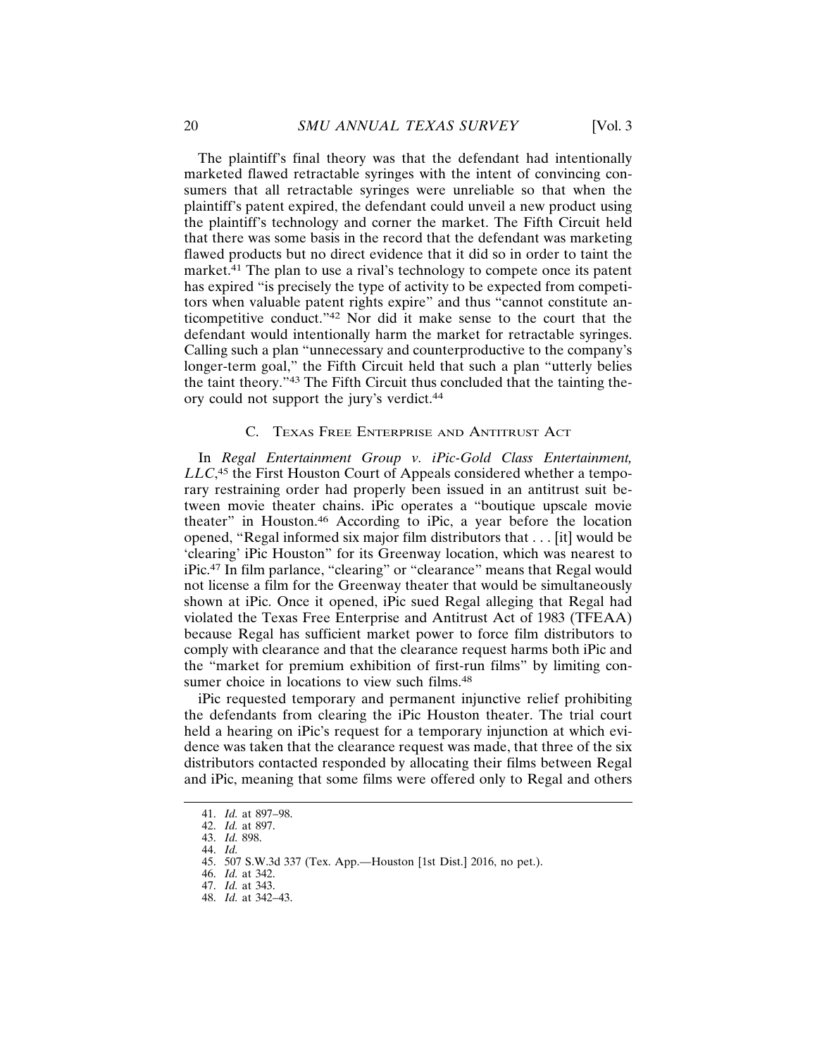The plaintiff's final theory was that the defendant had intentionally marketed flawed retractable syringes with the intent of convincing consumers that all retractable syringes were unreliable so that when the plaintiff's patent expired, the defendant could unveil a new product using the plaintiff's technology and corner the market. The Fifth Circuit held that there was some basis in the record that the defendant was marketing flawed products but no direct evidence that it did so in order to taint the market.[41] The plan to use a rival's technology to compete once its patent has expired "is precisely the type of activity to be expected from competitors when valuable patent rights expire" and thus "cannot constitute anticompetitive conduct."[42] Nor did it make sense to the court that the defendant would intentionally harm the market for retractable syringes. Calling such a plan "unnecessary and counterproductive to the company's longer-term goal," the Fifth Circuit held that such a plan "utterly belies the taint theory."[43] The Fifth Circuit thus concluded that the tainting theory could not support the jury's verdict.[44]

### C. Texas Free Enterprise and Antitrust Act

In *Regal Entertainment Group v. iPic-Gold Class Entertainment, LLC*,[45] the First Houston Court of Appeals considered whether a temporary restraining order had properly been issued in an antitrust suit between movie theater chains. iPic operates a "boutique upscale movie theater" in Houston.[46] According to iPic, a year before the location opened, "Regal informed six major film distributors that . . . [it] would be 'clearing' iPic Houston" for its Greenway location, which was nearest to iPic.[47] In film parlance, "clearing" or "clearance" means that Regal would not license a film for the Greenway theater that would be simultaneously shown at iPic. Once it opened, iPic sued Regal alleging that Regal had violated the Texas Free Enterprise and Antitrust Act of 1983 (TFEAA) because Regal has sufficient market power to force film distributors to comply with clearance and that the clearance request harms both iPic and the "market for premium exhibition of first-run films" by limiting consumer choice in locations to view such films.[48]

iPic requested temporary and permanent injunctive relief prohibiting the defendants from clearing the iPic Houston theater. The trial court held a hearing on iPic's request for a temporary injunction at which evidence was taken that the clearance request was made, that three of the six distributors contacted responded by allocating their films between Regal and iPic, meaning that some films were offered only to Regal and others

41. *Id.* at 897–98.
42. *Id.* at 897.
43. *Id.* 898.
44. *Id.*
45. 507 S.W.3d 337 (Tex. App.—Houston [1st Dist.] 2016, no pet.).
46. *Id.* at 342.
47. *Id.* at 343.
48. *Id.* at 342–43.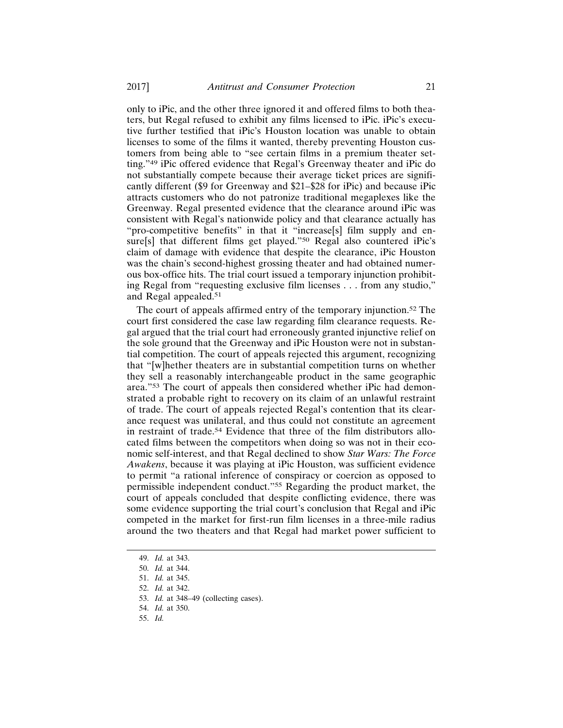only to iPic, and the other three ignored it and offered films to both theaters, but Regal refused to exhibit any films licensed to iPic. iPic's executive further testified that iPic's Houston location was unable to obtain licenses to some of the films it wanted, thereby preventing Houston customers from being able to "see certain films in a premium theater setting."[49] iPic offered evidence that Regal's Greenway theater and iPic do not substantially compete because their average ticket prices are significantly different ($9 for Greenway and $21–$28 for iPic) and because iPic attracts customers who do not patronize traditional megaplexes like the Greenway. Regal presented evidence that the clearance around iPic was consistent with Regal's nationwide policy and that clearance actually has "pro-competitive benefits" in that it "increase[s] film supply and ensure[s] that different films get played."[50] Regal also countered iPic's claim of damage with evidence that despite the clearance, iPic Houston was the chain's second-highest grossing theater and had obtained numerous box-office hits. The trial court issued a temporary injunction prohibiting Regal from "requesting exclusive film licenses . . . from any studio," and Regal appealed.[51]

The court of appeals affirmed entry of the temporary injunction.[52] The court first considered the case law regarding film clearance requests. Regal argued that the trial court had erroneously granted injunctive relief on the sole ground that the Greenway and iPic Houston were not in substantial competition. The court of appeals rejected this argument, recognizing that "[w]hether theaters are in substantial competition turns on whether they sell a reasonably interchangeable product in the same geographic area."[53] The court of appeals then considered whether iPic had demonstrated a probable right to recovery on its claim of an unlawful restraint of trade. The court of appeals rejected Regal's contention that its clearance request was unilateral, and thus could not constitute an agreement in restraint of trade.[54] Evidence that three of the film distributors allocated films between the competitors when doing so was not in their economic self-interest, and that Regal declined to show *Star Wars: The Force Awakens*, because it was playing at iPic Houston, was sufficient evidence to permit "a rational inference of conspiracy or coercion as opposed to permissible independent conduct."[55] Regarding the product market, the court of appeals concluded that despite conflicting evidence, there was some evidence supporting the trial court's conclusion that Regal and iPic competed in the market for first-run film licenses in a three-mile radius around the two theaters and that Regal had market power sufficient to

---

49. *Id.* at 343.
50. *Id.* at 344.
51. *Id.* at 345.
52. *Id.* at 342.
53. *Id.* at 348–49 (collecting cases).
54. *Id.* at 350.
55. *Id.*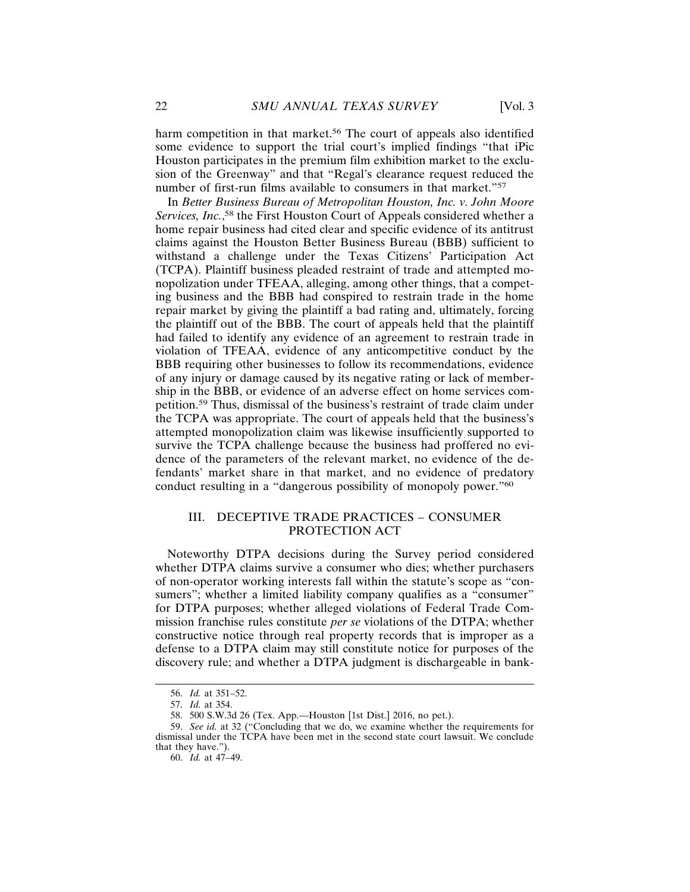harm competition in that market.[56] The court of appeals also identified some evidence to support the trial court's implied findings "that iPic Houston participates in the premium film exhibition market to the exclusion of the Greenway" and that "Regal's clearance request reduced the number of first-run films available to consumers in that market."[57]

In *Better Business Bureau of Metropolitan Houston, Inc. v. John Moore Services, Inc.*,[58] the First Houston Court of Appeals considered whether a home repair business had cited clear and specific evidence of its antitrust claims against the Houston Better Business Bureau (BBB) sufficient to withstand a challenge under the Texas Citizens' Participation Act (TCPA). Plaintiff business pleaded restraint of trade and attempted monopolization under TFEAA, alleging, among other things, that a competing business and the BBB had conspired to restrain trade in the home repair market by giving the plaintiff a bad rating and, ultimately, forcing the plaintiff out of the BBB. The court of appeals held that the plaintiff had failed to identify any evidence of an agreement to restrain trade in violation of TFEAA, evidence of any anticompetitive conduct by the BBB requiring other businesses to follow its recommendations, evidence of any injury or damage caused by its negative rating or lack of membership in the BBB, or evidence of an adverse effect on home services competition.[59] Thus, dismissal of the business's restraint of trade claim under the TCPA was appropriate. The court of appeals held that the business's attempted monopolization claim was likewise insufficiently supported to survive the TCPA challenge because the business had proffered no evidence of the parameters of the relevant market, no evidence of the defendants' market share in that market, and no evidence of predatory conduct resulting in a "dangerous possibility of monopoly power."[60]

## III. DECEPTIVE TRADE PRACTICES – CONSUMER PROTECTION ACT

Noteworthy DTPA decisions during the Survey period considered whether DTPA claims survive a consumer who dies; whether purchasers of non-operator working interests fall within the statute's scope as "consumers"; whether a limited liability company qualifies as a "consumer" for DTPA purposes; whether alleged violations of Federal Trade Commission franchise rules constitute *per se* violations of the DTPA; whether constructive notice through real property records that is improper as a defense to a DTPA claim may still constitute notice for purposes of the discovery rule; and whether a DTPA judgment is dischargeable in bank-

---

56. *Id.* at 351–52.

57. *Id.* at 354.

58. 500 S.W.3d 26 (Tex. App.—Houston [1st Dist.] 2016, no pet.).

59. *See id.* at 32 ("Concluding that we do, we examine whether the requirements for dismissal under the TCPA have been met in the second state court lawsuit. We conclude that they have.").

60. *Id.* at 47–49.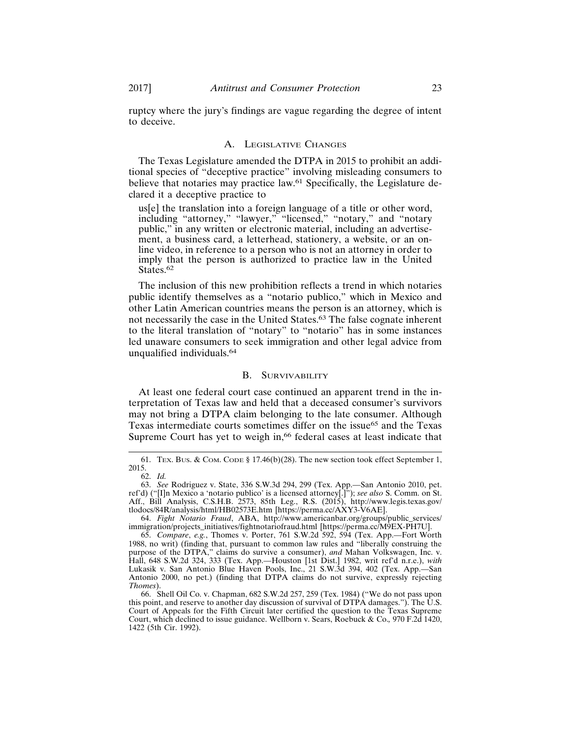ruptcy where the jury's findings are vague regarding the degree of intent to deceive.

### A. Legislative Changes

The Texas Legislature amended the DTPA in 2015 to prohibit an additional species of "deceptive practice" involving misleading consumers to believe that notaries may practice law.[61] Specifically, the Legislature declared it a deceptive practice to

> us[e] the translation into a foreign language of a title or other word, including "attorney," "lawyer," "licensed," "notary," and "notary public," in any written or electronic material, including an advertisement, a business card, a letterhead, stationery, a website, or an online video, in reference to a person who is not an attorney in order to imply that the person is authorized to practice law in the United States.[62]

The inclusion of this new prohibition reflects a trend in which notaries public identify themselves as a "notario publico," which in Mexico and other Latin American countries means the person is an attorney, which is not necessarily the case in the United States.[63] The false cognate inherent to the literal translation of "notary" to "notario" has in some instances led unaware consumers to seek immigration and other legal advice from unqualified individuals.[64]

### B. Survivability

At least one federal court case continued an apparent trend in the interpretation of Texas law and held that a deceased consumer's survivors may not bring a DTPA claim belonging to the late consumer. Although Texas intermediate courts sometimes differ on the issue[65] and the Texas Supreme Court has yet to weigh in,[66] federal cases at least indicate that

---

61. Tex. Bus. & Com. Code § 17.46(b)(28). The new section took effect September 1, 2015.

62. *Id.*

63. *See* Rodriguez v. State, 336 S.W.3d 294, 299 (Tex. App.—San Antonio 2010, pet. ref'd) ("[I]n Mexico a 'notario publico' is a licensed attorney[.]"); *see also* S. Comm. on St. Aff., Bill Analysis, C.S.H.B. 2573, 85th Leg., R.S. (2015), http://www.legis.texas.gov/tlodocs/84R/analysis/html/HB02573E.htm [https://perma.cc/AXY3-V6AE].

64. *Fight Notario Fraud*, ABA, http://www.americanbar.org/groups/public_services/immigration/projects_initiatives/fightnotariofraud.html [https://perma.cc/M9EX-PH7U].

65. *Compare*, *e.g.*, Thomes v. Porter, 761 S.W.2d 592, 594 (Tex. App.—Fort Worth 1988, no writ) (finding that, pursuant to common law rules and "liberally construing the purpose of the DTPA," claims do survive a consumer), *and* Mahan Volkswagen, Inc. v. Hall, 648 S.W.2d 324, 333 (Tex. App.—Houston [1st Dist.] 1982, writ ref'd n.r.e.), *with* Lukasik v. San Antonio Blue Haven Pools, Inc., 21 S.W.3d 394, 402 (Tex. App.—San Antonio 2000, no pet.) (finding that DTPA claims do not survive, expressly rejecting *Thomes*).

66. Shell Oil Co. v. Chapman, 682 S.W.2d 257, 259 (Tex. 1984) ("We do not pass upon this point, and reserve to another day discussion of survival of DTPA damages."). The U.S. Court of Appeals for the Fifth Circuit later certified the question to the Texas Supreme Court, which declined to issue guidance. Wellborn v. Sears, Roebuck & Co., 970 F.2d 1420, 1422 (5th Cir. 1992).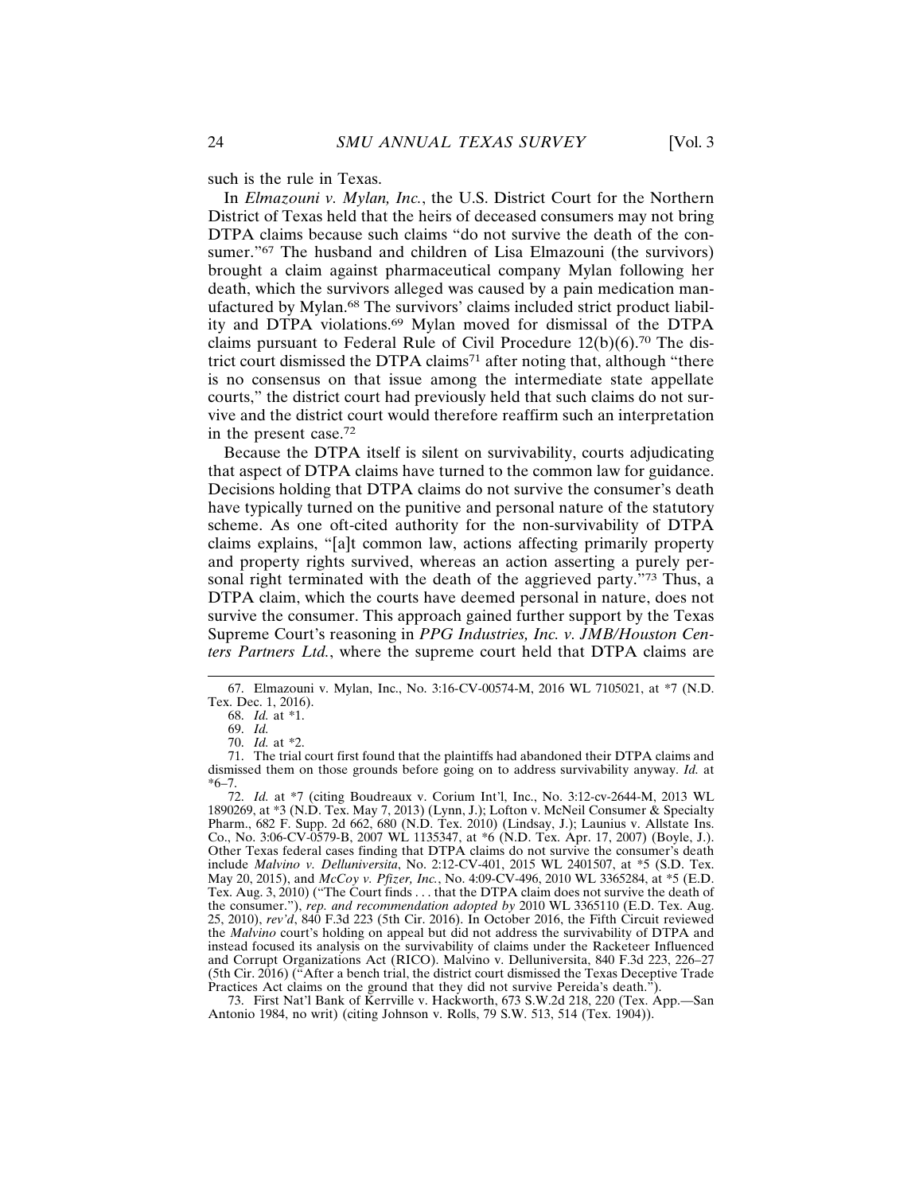such is the rule in Texas.

In *Elmazouni v. Mylan, Inc.*, the U.S. District Court for the Northern District of Texas held that the heirs of deceased consumers may not bring DTPA claims because such claims "do not survive the death of the consumer."[67] The husband and children of Lisa Elmazouni (the survivors) brought a claim against pharmaceutical company Mylan following her death, which the survivors alleged was caused by a pain medication manufactured by Mylan.[68] The survivors' claims included strict product liability and DTPA violations.[69] Mylan moved for dismissal of the DTPA claims pursuant to Federal Rule of Civil Procedure 12(b)(6).[70] The district court dismissed the DTPA claims[71] after noting that, although "there is no consensus on that issue among the intermediate state appellate courts," the district court had previously held that such claims do not survive and the district court would therefore reaffirm such an interpretation in the present case.[72]

Because the DTPA itself is silent on survivability, courts adjudicating that aspect of DTPA claims have turned to the common law for guidance. Decisions holding that DTPA claims do not survive the consumer's death have typically turned on the punitive and personal nature of the statutory scheme. As one oft-cited authority for the non-survivability of DTPA claims explains, "[a]t common law, actions affecting primarily property and property rights survived, whereas an action asserting a purely personal right terminated with the death of the aggrieved party."[73] Thus, a DTPA claim, which the courts have deemed personal in nature, does not survive the consumer. This approach gained further support by the Texas Supreme Court's reasoning in *PPG Industries, Inc. v. JMB/Houston Centers Partners Ltd.*, where the supreme court held that DTPA claims are

---

67. Elmazouni v. Mylan, Inc., No. 3:16-CV-00574-M, 2016 WL 7105021, at *7 (N.D. Tex. Dec. 1, 2016).

68. *Id.* at *1.

69. *Id.*

70. *Id.* at *2.

71. The trial court first found that the plaintiffs had abandoned their DTPA claims and dismissed them on those grounds before going on to address survivability anyway. *Id.* at *6–7.

72. *Id.* at *7 (citing Boudreaux v. Corium Int'l, Inc., No. 3:12-cv-2644-M, 2013 WL 1890269, at *3 (N.D. Tex. May 7, 2013) (Lynn, J.); Lofton v. McNeil Consumer & Specialty Pharm., 682 F. Supp. 2d 662, 680 (N.D. Tex. 2010) (Lindsay, J.); Launius v. Allstate Ins. Co., No. 3:06-CV-0579-B, 2007 WL 1135347, at *6 (N.D. Tex. Apr. 17, 2007) (Boyle, J.). Other Texas federal cases finding that DTPA claims do not survive the consumer's death include *Malvino v. Delluniversita*, No. 2:12-CV-401, 2015 WL 2401507, at *5 (S.D. Tex. May 20, 2015), and *McCoy v. Pfizer, Inc.*, No. 4:09-CV-496, 2010 WL 3365284, at *5 (E.D. Tex. Aug. 3, 2010) ("The Court finds . . . that the DTPA claim does not survive the death of the consumer."), *rep. and recommendation adopted by* 2010 WL 3365110 (E.D. Tex. Aug. 25, 2010), *rev'd*, 840 F.3d 223 (5th Cir. 2016). In October 2016, the Fifth Circuit reviewed the *Malvino* court's holding on appeal but did not address the survivability of DTPA and instead focused its analysis on the survivability of claims under the Racketeer Influenced and Corrupt Organizations Act (RICO). Malvino v. Delluniversita, 840 F.3d 223, 226–27 (5th Cir. 2016) ("After a bench trial, the district court dismissed the Texas Deceptive Trade Practices Act claims on the ground that they did not survive Pereida's death.").

73. First Nat'l Bank of Kerrville v. Hackworth, 673 S.W.2d 218, 220 (Tex. App.—San Antonio 1984, no writ) (citing Johnson v. Rolls, 79 S.W. 513, 514 (Tex. 1904)).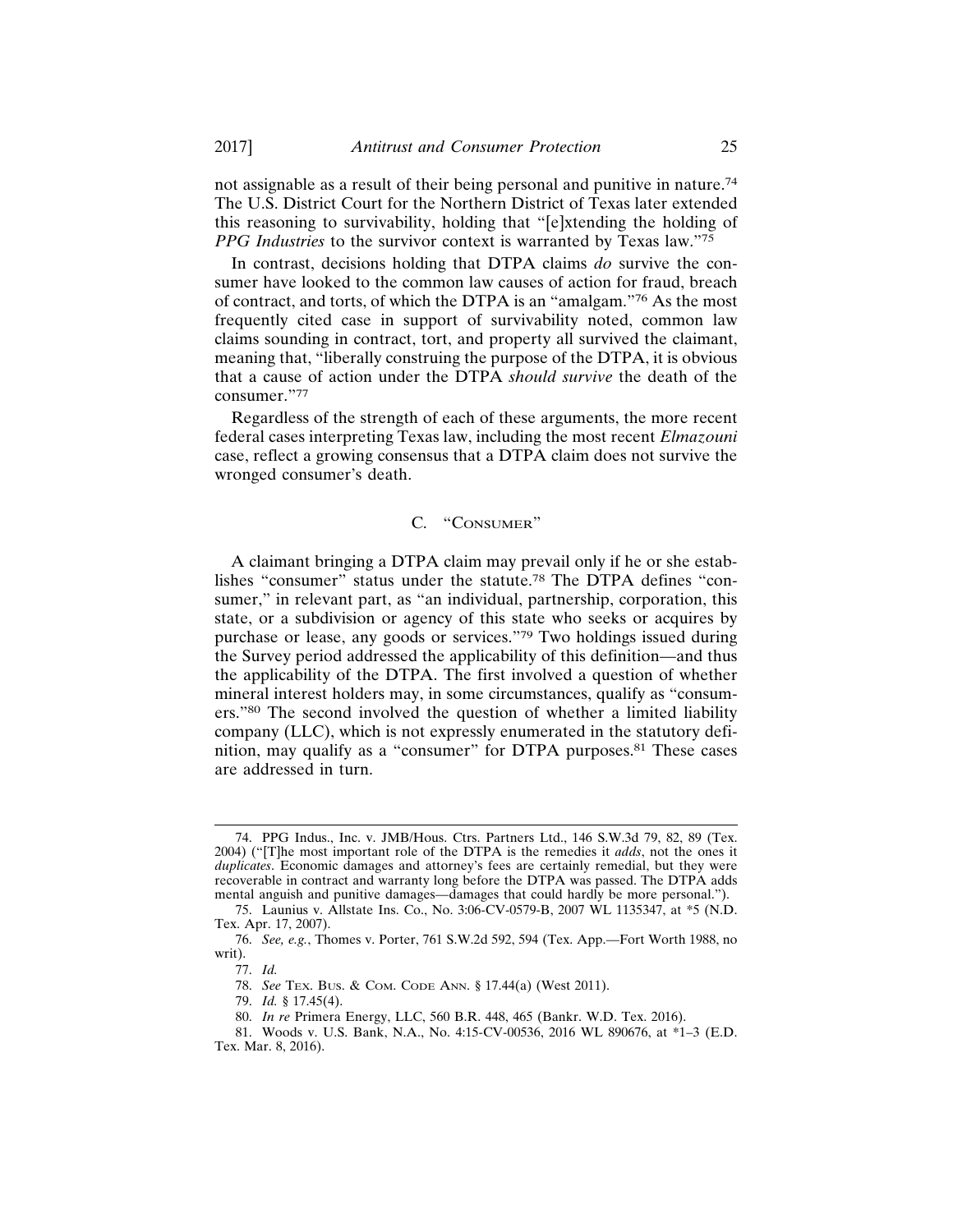not assignable as a result of their being personal and punitive in nature.[74] The U.S. District Court for the Northern District of Texas later extended this reasoning to survivability, holding that "[e]xtending the holding of *PPG Industries* to the survivor context is warranted by Texas law."[75]

In contrast, decisions holding that DTPA claims *do* survive the consumer have looked to the common law causes of action for fraud, breach of contract, and torts, of which the DTPA is an "amalgam."[76] As the most frequently cited case in support of survivability noted, common law claims sounding in contract, tort, and property all survived the claimant, meaning that, "liberally construing the purpose of the DTPA, it is obvious that a cause of action under the DTPA *should survive* the death of the consumer."[77]

Regardless of the strength of each of these arguments, the more recent federal cases interpreting Texas law, including the most recent *Elmazouni* case, reflect a growing consensus that a DTPA claim does not survive the wronged consumer's death.

### C. "Consumer"

A claimant bringing a DTPA claim may prevail only if he or she establishes "consumer" status under the statute.[78] The DTPA defines "consumer," in relevant part, as "an individual, partnership, corporation, this state, or a subdivision or agency of this state who seeks or acquires by purchase or lease, any goods or services."[79] Two holdings issued during the Survey period addressed the applicability of this definition—and thus the applicability of the DTPA. The first involved a question of whether mineral interest holders may, in some circumstances, qualify as "consumers."[80] The second involved the question of whether a limited liability company (LLC), which is not expressly enumerated in the statutory definition, may qualify as a "consumer" for DTPA purposes.[81] These cases are addressed in turn.

---

74. PPG Indus., Inc. v. JMB/Hous. Ctrs. Partners Ltd., 146 S.W.3d 79, 82, 89 (Tex. 2004) ("[T]he most important role of the DTPA is the remedies it *adds*, not the ones it *duplicates*. Economic damages and attorney's fees are certainly remedial, but they were recoverable in contract and warranty long before the DTPA was passed. The DTPA adds mental anguish and punitive damages—damages that could hardly be more personal.").

75. Launius v. Allstate Ins. Co., No. 3:06-CV-0579-B, 2007 WL 1135347, at *5 (N.D. Tex. Apr. 17, 2007).

76. *See, e.g.*, Thomes v. Porter, 761 S.W.2d 592, 594 (Tex. App.—Fort Worth 1988, no writ).

77. *Id.*

78. *See* Tex. Bus. & Com. Code Ann. § 17.44(a) (West 2011).

79. *Id.* § 17.45(4).

80. *In re* Primera Energy, LLC, 560 B.R. 448, 465 (Bankr. W.D. Tex. 2016).

81. Woods v. U.S. Bank, N.A., No. 4:15-CV-00536, 2016 WL 890676, at *1–3 (E.D. Tex. Mar. 8, 2016).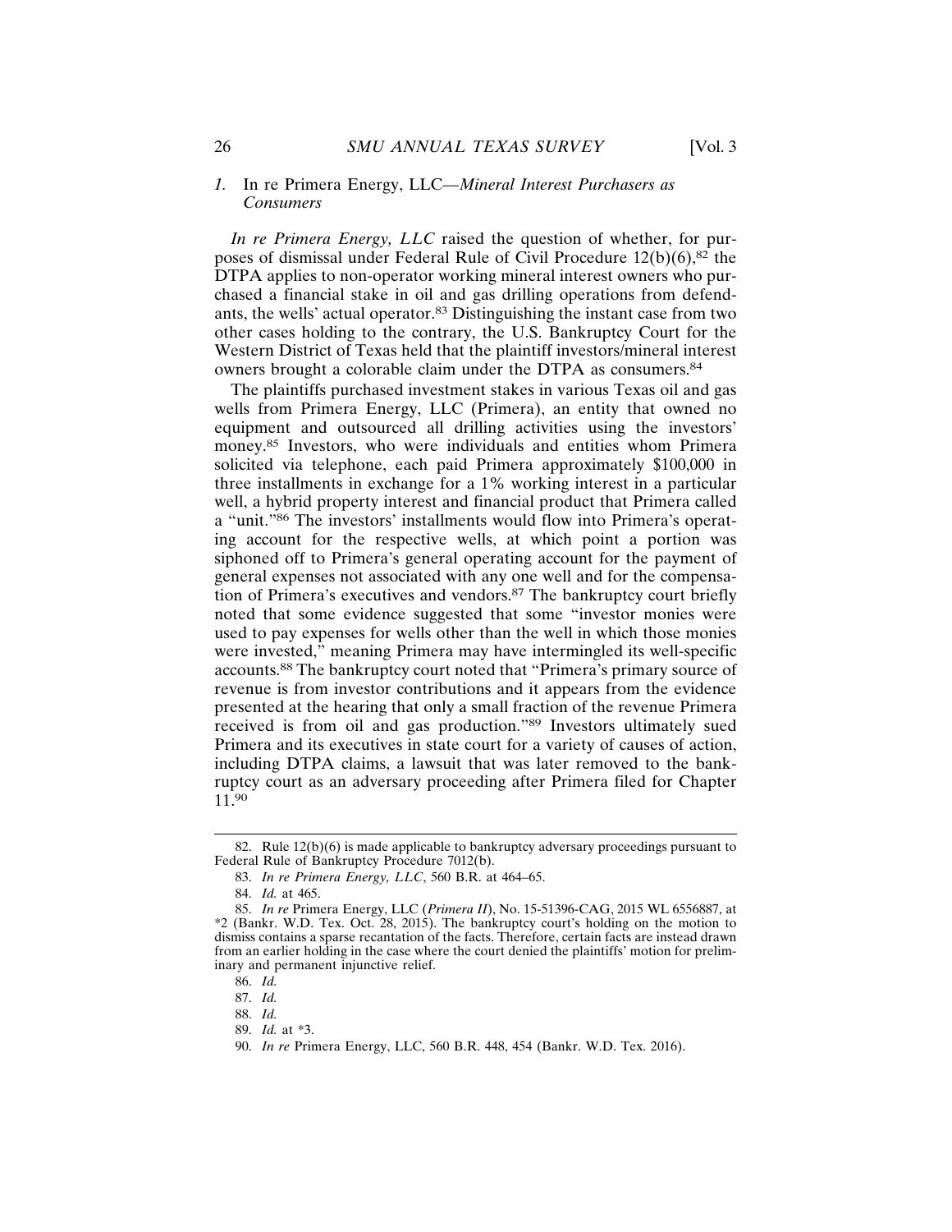### *1.* In re Primera Energy, LLC—*Mineral Interest Purchasers as Consumers*

*In re Primera Energy, LLC* raised the question of whether, for purposes of dismissal under Federal Rule of Civil Procedure 12(b)(6),[82] the DTPA applies to non-operator working mineral interest owners who purchased a financial stake in oil and gas drilling operations from defendants, the wells' actual operator.[83] Distinguishing the instant case from two other cases holding to the contrary, the U.S. Bankruptcy Court for the Western District of Texas held that the plaintiff investors/mineral interest owners brought a colorable claim under the DTPA as consumers.[84]

The plaintiffs purchased investment stakes in various Texas oil and gas wells from Primera Energy, LLC (Primera), an entity that owned no equipment and outsourced all drilling activities using the investors' money.[85] Investors, who were individuals and entities whom Primera solicited via telephone, each paid Primera approximately $100,000 in three installments in exchange for a 1% working interest in a particular well, a hybrid property interest and financial product that Primera called a "unit."[86] The investors' installments would flow into Primera's operating account for the respective wells, at which point a portion was siphoned off to Primera's general operating account for the payment of general expenses not associated with any one well and for the compensation of Primera's executives and vendors.[87] The bankruptcy court briefly noted that some evidence suggested that some "investor monies were used to pay expenses for wells other than the well in which those monies were invested," meaning Primera may have intermingled its well-specific accounts.[88] The bankruptcy court noted that "Primera's primary source of revenue is from investor contributions and it appears from the evidence presented at the hearing that only a small fraction of the revenue Primera received is from oil and gas production."[89] Investors ultimately sued Primera and its executives in state court for a variety of causes of action, including DTPA claims, a lawsuit that was later removed to the bankruptcy court as an adversary proceeding after Primera filed for Chapter 11.[90]

---

82. Rule 12(b)(6) is made applicable to bankruptcy adversary proceedings pursuant to Federal Rule of Bankruptcy Procedure 7012(b).

83. *In re Primera Energy, LLC*, 560 B.R. at 464–65.

84. *Id.* at 465.

85. *In re* Primera Energy, LLC (*Primera II*), No. 15-51396-CAG, 2015 WL 6556887, at *2 (Bankr. W.D. Tex. Oct. 28, 2015). The bankruptcy court's holding on the motion to dismiss contains a sparse recantation of the facts. Therefore, certain facts are instead drawn from an earlier holding in the case where the court denied the plaintiffs' motion for preliminary and permanent injunctive relief.

86. *Id.*

87. *Id.*

88. *Id.*

89. *Id.* at *3.

90. *In re* Primera Energy, LLC, 560 B.R. 448, 454 (Bankr. W.D. Tex. 2016).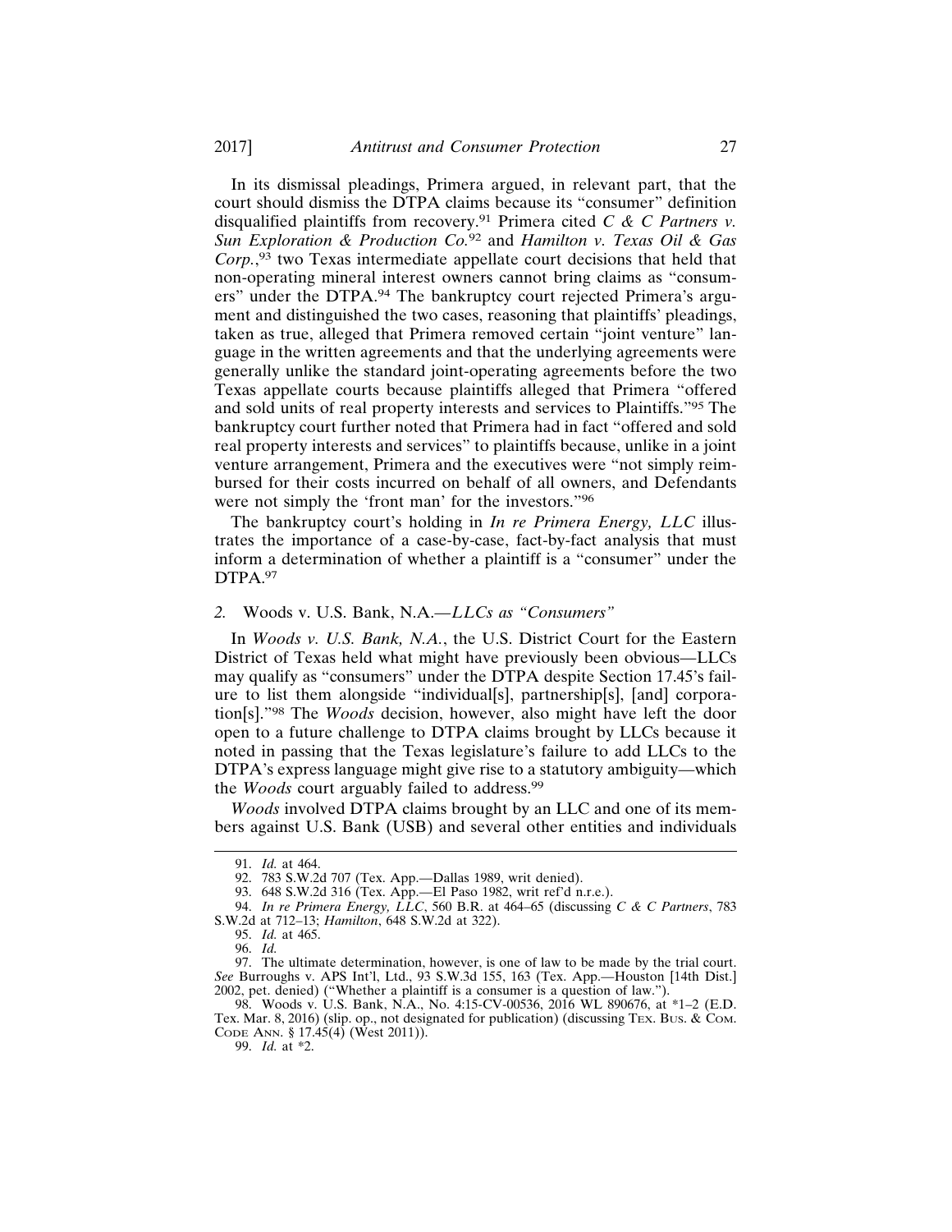In its dismissal pleadings, Primera argued, in relevant part, that the court should dismiss the DTPA claims because its "consumer" definition disqualified plaintiffs from recovery.[91] Primera cited *C & C Partners v. Sun Exploration & Production Co.*[92] and *Hamilton v. Texas Oil & Gas Corp.*,[93] two Texas intermediate appellate court decisions that held that non-operating mineral interest owners cannot bring claims as "consumers" under the DTPA.[94] The bankruptcy court rejected Primera's argument and distinguished the two cases, reasoning that plaintiffs' pleadings, taken as true, alleged that Primera removed certain "joint venture" language in the written agreements and that the underlying agreements were generally unlike the standard joint-operating agreements before the two Texas appellate courts because plaintiffs alleged that Primera "offered and sold units of real property interests and services to Plaintiffs."[95] The bankruptcy court further noted that Primera had in fact "offered and sold real property interests and services" to plaintiffs because, unlike in a joint venture arrangement, Primera and the executives were "not simply reimbursed for their costs incurred on behalf of all owners, and Defendants were not simply the 'front man' for the investors."[96]

The bankruptcy court's holding in *In re Primera Energy, LLC* illustrates the importance of a case-by-case, fact-by-fact analysis that must inform a determination of whether a plaintiff is a "consumer" under the DTPA.[97]

### *2.* Woods v. U.S. Bank, N.A.—*LLCs as "Consumers"*

In *Woods v. U.S. Bank, N.A.*, the U.S. District Court for the Eastern District of Texas held what might have previously been obvious—LLCs may qualify as "consumers" under the DTPA despite Section 17.45's failure to list them alongside "individual[s], partnership[s], [and] corporation[s]."[98] The *Woods* decision, however, also might have left the door open to a future challenge to DTPA claims brought by LLCs because it noted in passing that the Texas legislature's failure to add LLCs to the DTPA's express language might give rise to a statutory ambiguity—which the *Woods* court arguably failed to address.[99]

*Woods* involved DTPA claims brought by an LLC and one of its members against U.S. Bank (USB) and several other entities and individuals

---

91. *Id.* at 464.

92. 783 S.W.2d 707 (Tex. App.—Dallas 1989, writ denied).

93. 648 S.W.2d 316 (Tex. App.—El Paso 1982, writ ref'd n.r.e.).

94. *In re Primera Energy, LLC*, 560 B.R. at 464–65 (discussing *C & C Partners*, 783 S.W.2d at 712–13; *Hamilton*, 648 S.W.2d at 322).

95. *Id.* at 465.

96. *Id.*

97. The ultimate determination, however, is one of law to be made by the trial court. *See* Burroughs v. APS Int'l, Ltd., 93 S.W.3d 155, 163 (Tex. App.—Houston [14th Dist.] 2002, pet. denied) ("Whether a plaintiff is a consumer is a question of law.").

98. Woods v. U.S. Bank, N.A., No. 4:15-CV-00536, 2016 WL 890676, at *1–2 (E.D. Tex. Mar. 8, 2016) (slip. op., not designated for publication) (discussing TEX. BUS. & COM. CODE ANN. § 17.45(4) (West 2011)).

99. *Id.* at *2.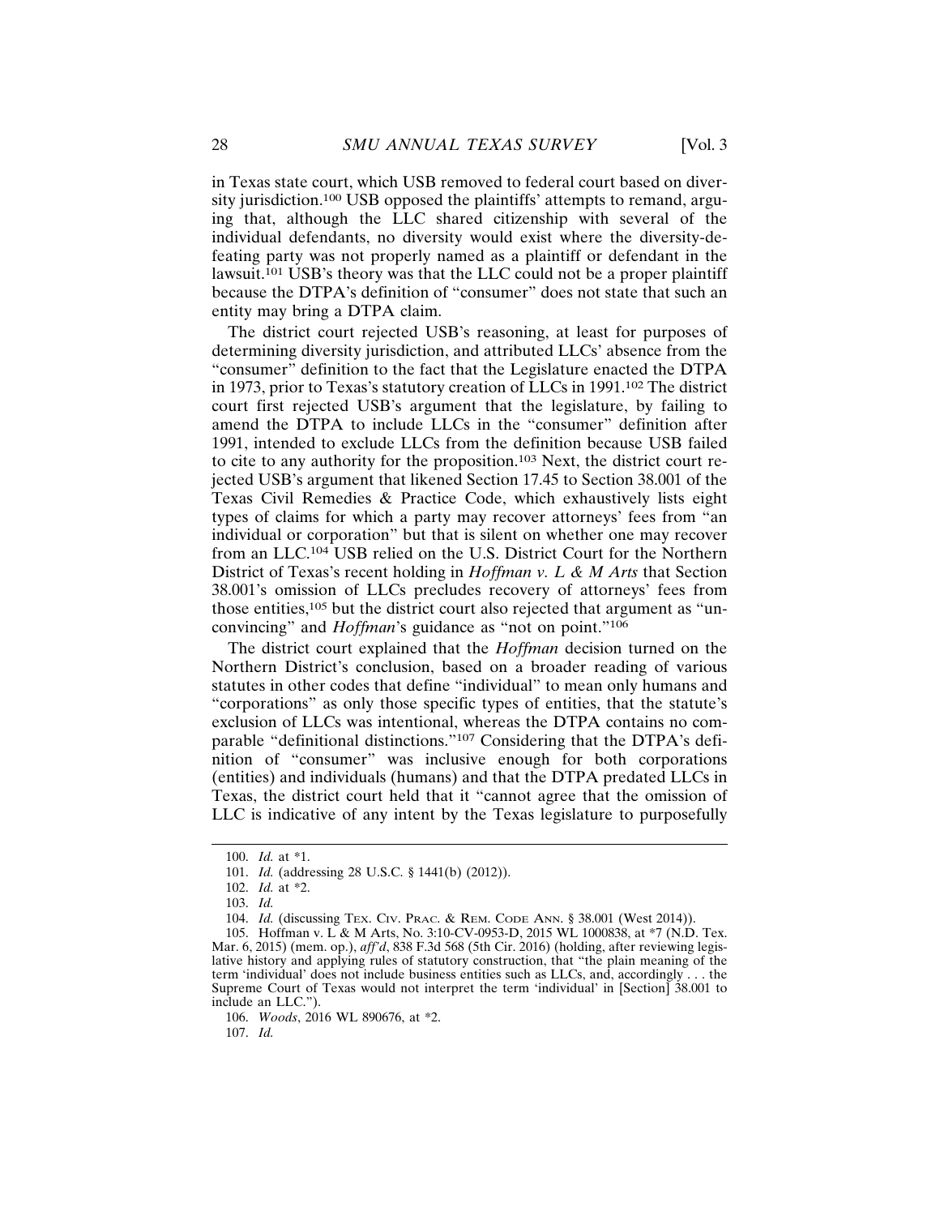in Texas state court, which USB removed to federal court based on diversity jurisdiction.[100] USB opposed the plaintiffs' attempts to remand, arguing that, although the LLC shared citizenship with several of the individual defendants, no diversity would exist where the diversity-defeating party was not properly named as a plaintiff or defendant in the lawsuit.[101] USB's theory was that the LLC could not be a proper plaintiff because the DTPA's definition of "consumer" does not state that such an entity may bring a DTPA claim.

The district court rejected USB's reasoning, at least for purposes of determining diversity jurisdiction, and attributed LLCs' absence from the "consumer" definition to the fact that the Legislature enacted the DTPA in 1973, prior to Texas's statutory creation of LLCs in 1991.[102] The district court first rejected USB's argument that the legislature, by failing to amend the DTPA to include LLCs in the "consumer" definition after 1991, intended to exclude LLCs from the definition because USB failed to cite to any authority for the proposition.[103] Next, the district court rejected USB's argument that likened Section 17.45 to Section 38.001 of the Texas Civil Remedies & Practice Code, which exhaustively lists eight types of claims for which a party may recover attorneys' fees from "an individual or corporation" but that is silent on whether one may recover from an LLC.[104] USB relied on the U.S. District Court for the Northern District of Texas's recent holding in *Hoffman v. L & M Arts* that Section 38.001's omission of LLCs precludes recovery of attorneys' fees from those entities,[105] but the district court also rejected that argument as "unconvincing" and *Hoffman*'s guidance as "not on point."[106]

The district court explained that the *Hoffman* decision turned on the Northern District's conclusion, based on a broader reading of various statutes in other codes that define "individual" to mean only humans and "corporations" as only those specific types of entities, that the statute's exclusion of LLCs was intentional, whereas the DTPA contains no comparable "definitional distinctions."[107] Considering that the DTPA's definition of "consumer" was inclusive enough for both corporations (entities) and individuals (humans) and that the DTPA predated LLCs in Texas, the district court held that it "cannot agree that the omission of LLC is indicative of any intent by the Texas legislature to purposefully

---

100. *Id.* at *1.

101. *Id.* (addressing 28 U.S.C. § 1441(b) (2012)).

102. *Id.* at *2.

103. *Id.*

104. *Id.* (discussing TEX. CIV. PRAC. & REM. CODE ANN. § 38.001 (West 2014)).

105. Hoffman v. L & M Arts, No. 3:10-CV-0953-D, 2015 WL 1000838, at *7 (N.D. Tex. Mar. 6, 2015) (mem. op.), *aff'd*, 838 F.3d 568 (5th Cir. 2016) (holding, after reviewing legislative history and applying rules of statutory construction, that "the plain meaning of the term 'individual' does not include business entities such as LLCs, and, accordingly . . . the Supreme Court of Texas would not interpret the term 'individual' in [Section] 38.001 to include an LLC.").

106. *Woods*, 2016 WL 890676, at *2.

107. *Id.*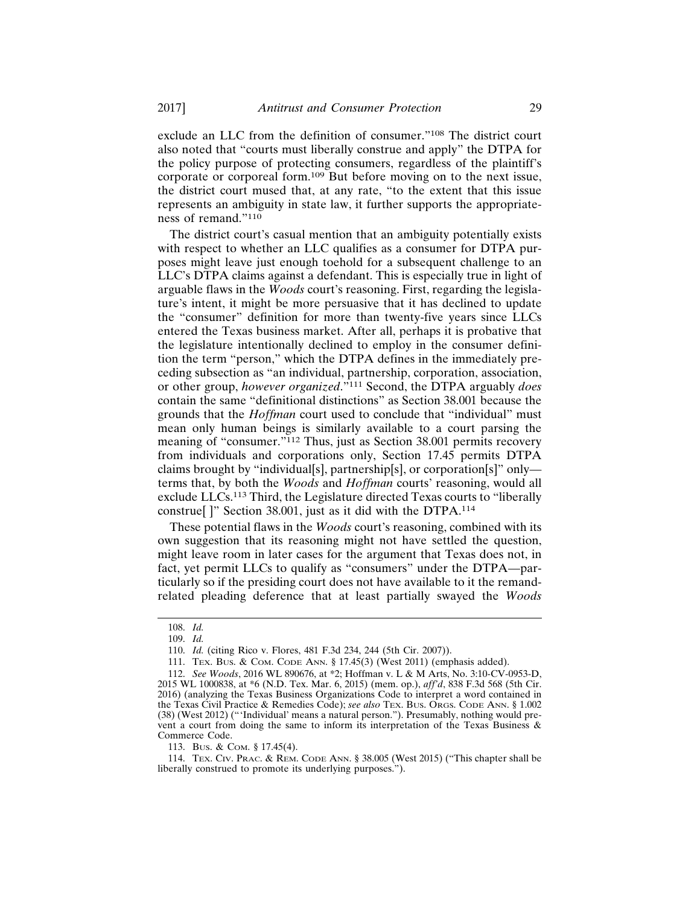exclude an LLC from the definition of consumer."[108] The district court also noted that "courts must liberally construe and apply" the DTPA for the policy purpose of protecting consumers, regardless of the plaintiff's corporate or corporeal form.[109] But before moving on to the next issue, the district court mused that, at any rate, "to the extent that this issue represents an ambiguity in state law, it further supports the appropriateness of remand."[110]

The district court's casual mention that an ambiguity potentially exists with respect to whether an LLC qualifies as a consumer for DTPA purposes might leave just enough toehold for a subsequent challenge to an LLC's DTPA claims against a defendant. This is especially true in light of arguable flaws in the *Woods* court's reasoning. First, regarding the legislature's intent, it might be more persuasive that it has declined to update the "consumer" definition for more than twenty-five years since LLCs entered the Texas business market. After all, perhaps it is probative that the legislature intentionally declined to employ in the consumer definition the term "person," which the DTPA defines in the immediately preceding subsection as "an individual, partnership, corporation, association, or other group, *however organized*."[111] Second, the DTPA arguably *does* contain the same "definitional distinctions" as Section 38.001 because the grounds that the *Hoffman* court used to conclude that "individual" must mean only human beings is similarly available to a court parsing the meaning of "consumer."[112] Thus, just as Section 38.001 permits recovery from individuals and corporations only, Section 17.45 permits DTPA claims brought by "individual[s], partnership[s], or corporation[s]" only—terms that, by both the *Woods* and *Hoffman* courts' reasoning, would all exclude LLCs.[113] Third, the Legislature directed Texas courts to "liberally construe[ ]" Section 38.001, just as it did with the DTPA.[114]

These potential flaws in the *Woods* court's reasoning, combined with its own suggestion that its reasoning might not have settled the question, might leave room in later cases for the argument that Texas does not, in fact, yet permit LLCs to qualify as "consumers" under the DTPA—particularly so if the presiding court does not have available to it the remand-related pleading deference that at least partially swayed the *Woods*

---

108. *Id.*

109. *Id.*

110. *Id.* (citing Rico v. Flores, 481 F.3d 234, 244 (5th Cir. 2007)).

111. TEX. BUS. & COM. CODE ANN. § 17.45(3) (West 2011) (emphasis added).

112. *See Woods*, 2016 WL 890676, at *2; Hoffman v. L & M Arts, No. 3:10-CV-0953-D, 2015 WL 1000838, at *6 (N.D. Tex. Mar. 6, 2015) (mem. op.), *aff'd*, 838 F.3d 568 (5th Cir. 2016) (analyzing the Texas Business Organizations Code to interpret a word contained in the Texas Civil Practice & Remedies Code); *see also* TEX. BUS. ORGS. CODE ANN. § 1.002 (38) (West 2012) ("'Individual' means a natural person."). Presumably, nothing would prevent a court from doing the same to inform its interpretation of the Texas Business & Commerce Code.

113. BUS. & COM. § 17.45(4).

114. TEX. CIV. PRAC. & REM. CODE ANN. § 38.005 (West 2015) ("This chapter shall be liberally construed to promote its underlying purposes.").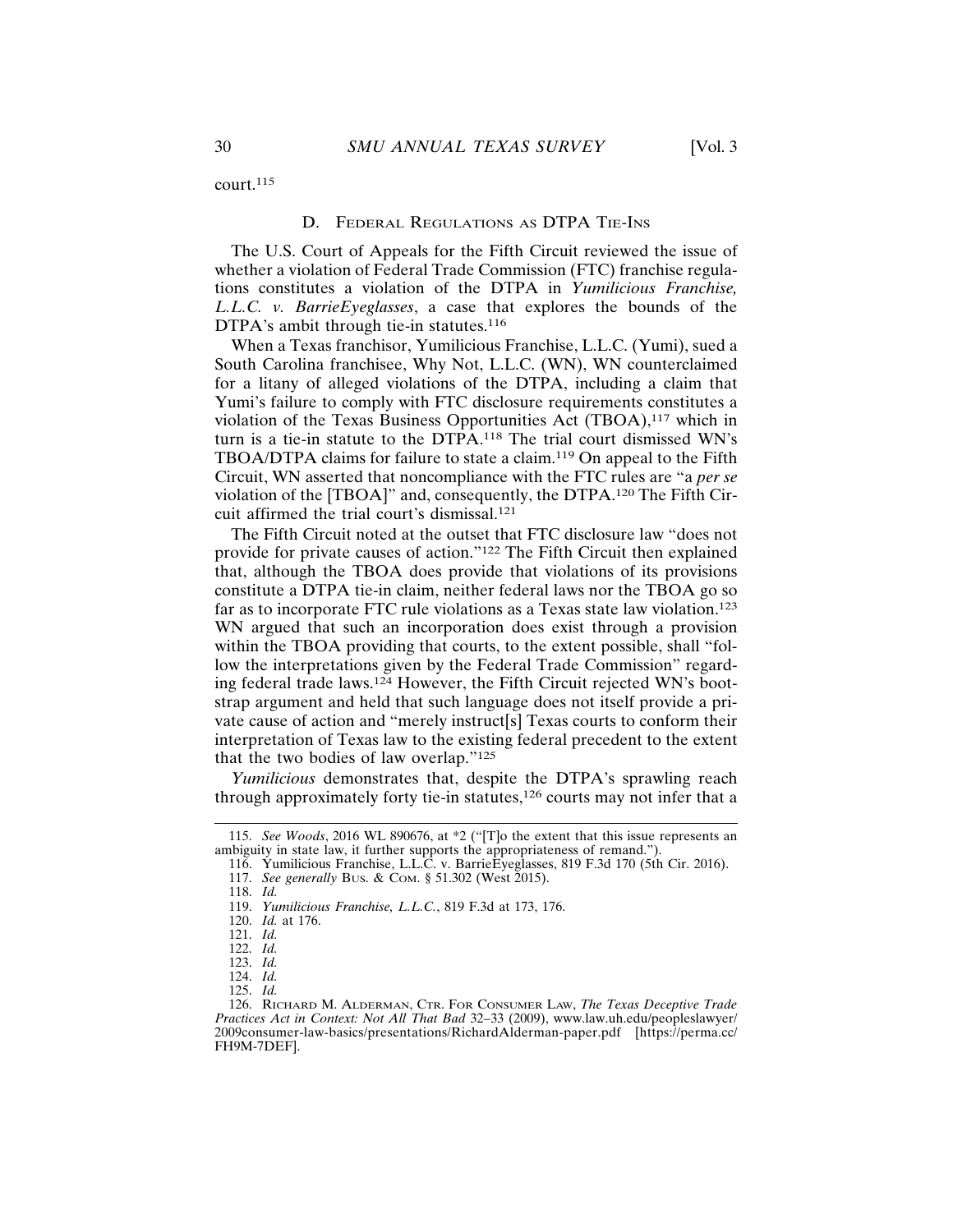court.[115]

### D. Federal Regulations as DTPA Tie-Ins

The U.S. Court of Appeals for the Fifth Circuit reviewed the issue of whether a violation of Federal Trade Commission (FTC) franchise regulations constitutes a violation of the DTPA in *Yumilicious Franchise, L.L.C. v. BarrieEyeglasses*, a case that explores the bounds of the DTPA's ambit through tie-in statutes.[116]

When a Texas franchisor, Yumilicious Franchise, L.L.C. (Yumi), sued a South Carolina franchisee, Why Not, L.L.C. (WN), WN counterclaimed for a litany of alleged violations of the DTPA, including a claim that Yumi's failure to comply with FTC disclosure requirements constitutes a violation of the Texas Business Opportunities Act (TBOA),[117] which in turn is a tie-in statute to the DTPA.[118] The trial court dismissed WN's TBOA/DTPA claims for failure to state a claim.[119] On appeal to the Fifth Circuit, WN asserted that noncompliance with the FTC rules are "a *per se* violation of the [TBOA]" and, consequently, the DTPA.[120] The Fifth Circuit affirmed the trial court's dismissal.[121]

The Fifth Circuit noted at the outset that FTC disclosure law "does not provide for private causes of action."[122] The Fifth Circuit then explained that, although the TBOA does provide that violations of its provisions constitute a DTPA tie-in claim, neither federal laws nor the TBOA go so far as to incorporate FTC rule violations as a Texas state law violation.[123] WN argued that such an incorporation does exist through a provision within the TBOA providing that courts, to the extent possible, shall "follow the interpretations given by the Federal Trade Commission" regarding federal trade laws.[124] However, the Fifth Circuit rejected WN's bootstrap argument and held that such language does not itself provide a private cause of action and "merely instruct[s] Texas courts to conform their interpretation of Texas law to the existing federal precedent to the extent that the two bodies of law overlap."[125]

*Yumilicious* demonstrates that, despite the DTPA's sprawling reach through approximately forty tie-in statutes,[126] courts may not infer that a

---

115. *See Woods*, 2016 WL 890676, at *2 ("[T]o the extent that this issue represents an ambiguity in state law, it further supports the appropriateness of remand.").

116. Yumilicious Franchise, L.L.C. v. BarrieEyeglasses, 819 F.3d 170 (5th Cir. 2016).

117. *See generally* Bus. & Com. § 51.302 (West 2015).

118. *Id.*

119. *Yumilicious Franchise, L.L.C.*, 819 F.3d at 173, 176.

120. *Id.* at 176.

121. *Id.*

122. *Id.*

123. *Id.*

124. *Id.*

125. *Id.*

126. Richard M. Alderman, Ctr. For Consumer Law, *The Texas Deceptive Trade Practices Act in Context: Not All That Bad* 32–33 (2009), www.law.uh.edu/peopleslawyer/2009consumer-law-basics/presentations/RichardAlderman-paper.pdf [https://perma.cc/FH9M-7DEF].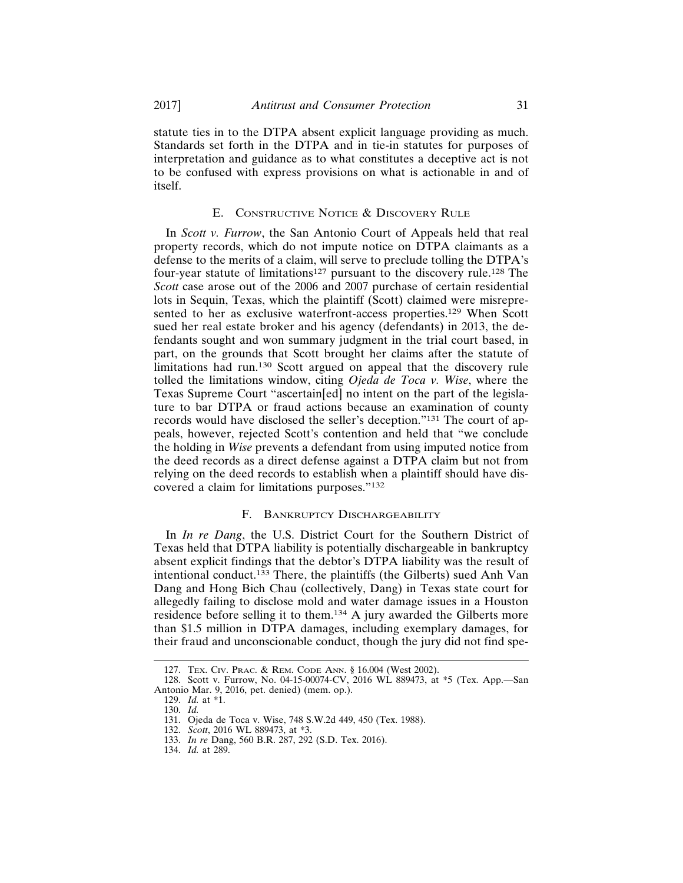statute ties in to the DTPA absent explicit language providing as much. Standards set forth in the DTPA and in tie-in statutes for purposes of interpretation and guidance as to what constitutes a deceptive act is not to be confused with express provisions on what is actionable in and of itself.

### E. Constructive Notice & Discovery Rule

In *Scott v. Furrow*, the San Antonio Court of Appeals held that real property records, which do not impute notice on DTPA claimants as a defense to the merits of a claim, will serve to preclude tolling the DTPA's four-year statute of limitations[127] pursuant to the discovery rule.[128] The *Scott* case arose out of the 2006 and 2007 purchase of certain residential lots in Sequin, Texas, which the plaintiff (Scott) claimed were misrepresented to her as exclusive waterfront-access properties.[129] When Scott sued her real estate broker and his agency (defendants) in 2013, the defendants sought and won summary judgment in the trial court based, in part, on the grounds that Scott brought her claims after the statute of limitations had run.[130] Scott argued on appeal that the discovery rule tolled the limitations window, citing *Ojeda de Toca v. Wise*, where the Texas Supreme Court "ascertain[ed] no intent on the part of the legislature to bar DTPA or fraud actions because an examination of county records would have disclosed the seller's deception."[131] The court of appeals, however, rejected Scott's contention and held that "we conclude the holding in *Wise* prevents a defendant from using imputed notice from the deed records as a direct defense against a DTPA claim but not from relying on the deed records to establish when a plaintiff should have discovered a claim for limitations purposes."[132]

### F. Bankruptcy Dischargeability

In *In re Dang*, the U.S. District Court for the Southern District of Texas held that DTPA liability is potentially dischargeable in bankruptcy absent explicit findings that the debtor's DTPA liability was the result of intentional conduct.[133] There, the plaintiffs (the Gilberts) sued Anh Van Dang and Hong Bich Chau (collectively, Dang) in Texas state court for allegedly failing to disclose mold and water damage issues in a Houston residence before selling it to them.[134] A jury awarded the Gilberts more than $1.5 million in DTPA damages, including exemplary damages, for their fraud and unconscionable conduct, though the jury did not find spe-

---

127. Tex. Civ. Prac. & Rem. Code Ann. § 16.004 (West 2002).

128. Scott v. Furrow, No. 04-15-00074-CV, 2016 WL 889473, at *5 (Tex. App.—San Antonio Mar. 9, 2016, pet. denied) (mem. op.).

129. *Id.* at *1.

130. *Id.*

131. Ojeda de Toca v. Wise, 748 S.W.2d 449, 450 (Tex. 1988).

132. *Scott*, 2016 WL 889473, at *3.

133. *In re* Dang, 560 B.R. 287, 292 (S.D. Tex. 2016).

134. *Id.* at 289.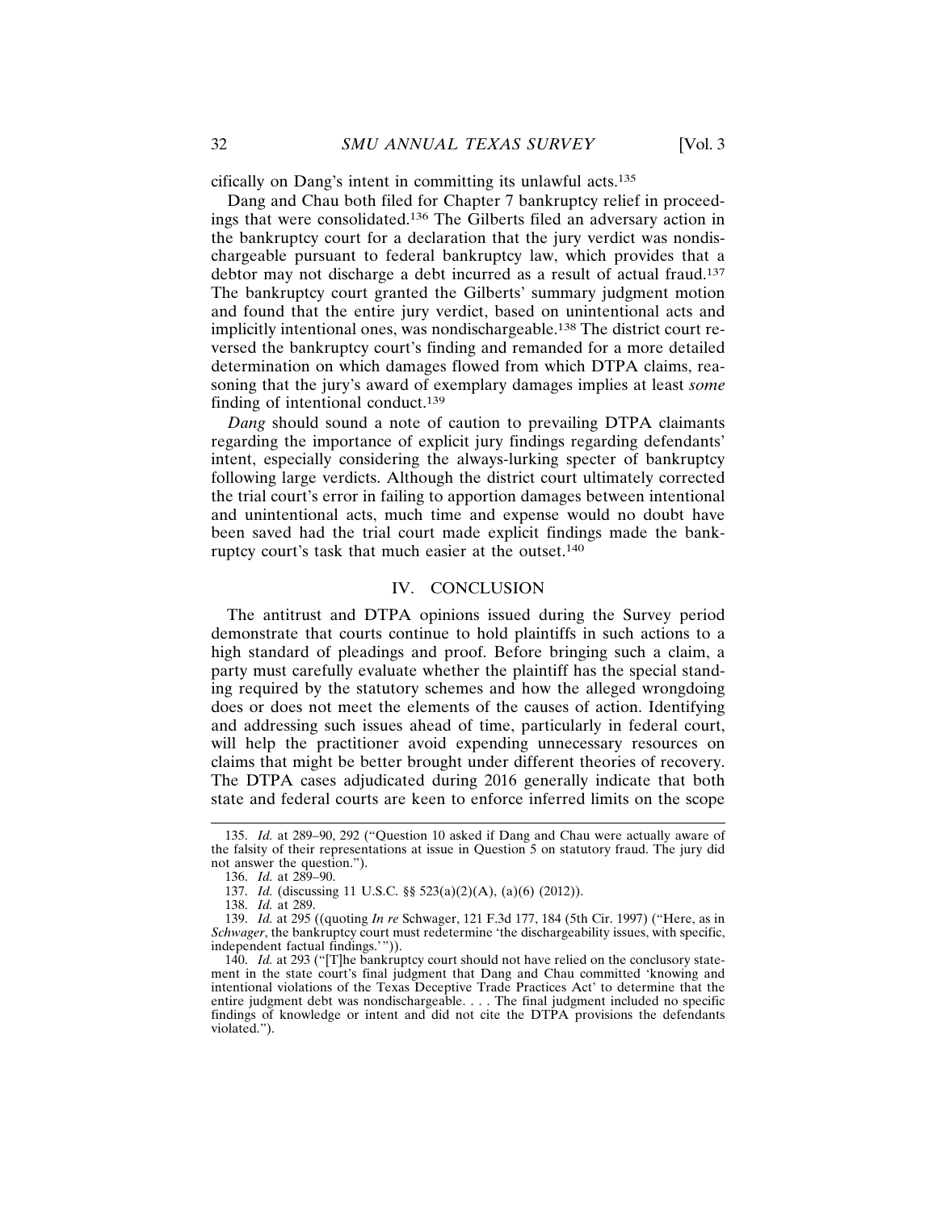cifically on Dang's intent in committing its unlawful acts.[135]

Dang and Chau both filed for Chapter 7 bankruptcy relief in proceedings that were consolidated.[136] The Gilberts filed an adversary action in the bankruptcy court for a declaration that the jury verdict was nondischargeable pursuant to federal bankruptcy law, which provides that a debtor may not discharge a debt incurred as a result of actual fraud.[137] The bankruptcy court granted the Gilberts' summary judgment motion and found that the entire jury verdict, based on unintentional acts and implicitly intentional ones, was nondischargeable.[138] The district court reversed the bankruptcy court's finding and remanded for a more detailed determination on which damages flowed from which DTPA claims, reasoning that the jury's award of exemplary damages implies at least *some* finding of intentional conduct.[139]

*Dang* should sound a note of caution to prevailing DTPA claimants regarding the importance of explicit jury findings regarding defendants' intent, especially considering the always-lurking specter of bankruptcy following large verdicts. Although the district court ultimately corrected the trial court's error in failing to apportion damages between intentional and unintentional acts, much time and expense would no doubt have been saved had the trial court made explicit findings made the bankruptcy court's task that much easier at the outset.[140]

## IV. CONCLUSION

The antitrust and DTPA opinions issued during the Survey period demonstrate that courts continue to hold plaintiffs in such actions to a high standard of pleadings and proof. Before bringing such a claim, a party must carefully evaluate whether the plaintiff has the special standing required by the statutory schemes and how the alleged wrongdoing does or does not meet the elements of the causes of action. Identifying and addressing such issues ahead of time, particularly in federal court, will help the practitioner avoid expending unnecessary resources on claims that might be better brought under different theories of recovery. The DTPA cases adjudicated during 2016 generally indicate that both state and federal courts are keen to enforce inferred limits on the scope

---

135. *Id.* at 289–90, 292 ("Question 10 asked if Dang and Chau were actually aware of the falsity of their representations at issue in Question 5 on statutory fraud. The jury did not answer the question.").

136. *Id.* at 289–90.

137. *Id.* (discussing 11 U.S.C. §§ 523(a)(2)(A), (a)(6) (2012)).

138. *Id.* at 289.

139. *Id.* at 295 ((quoting *In re* Schwager, 121 F.3d 177, 184 (5th Cir. 1997) ("Here, as in *Schwager*, the bankruptcy court must redetermine 'the dischargeability issues, with specific, independent factual findings.'")).

140. *Id.* at 293 ("[T]he bankruptcy court should not have relied on the conclusory statement in the state court's final judgment that Dang and Chau committed 'knowing and intentional violations of the Texas Deceptive Trade Practices Act' to determine that the entire judgment debt was nondischargeable. . . . The final judgment included no specific findings of knowledge or intent and did not cite the DTPA provisions the defendants violated.").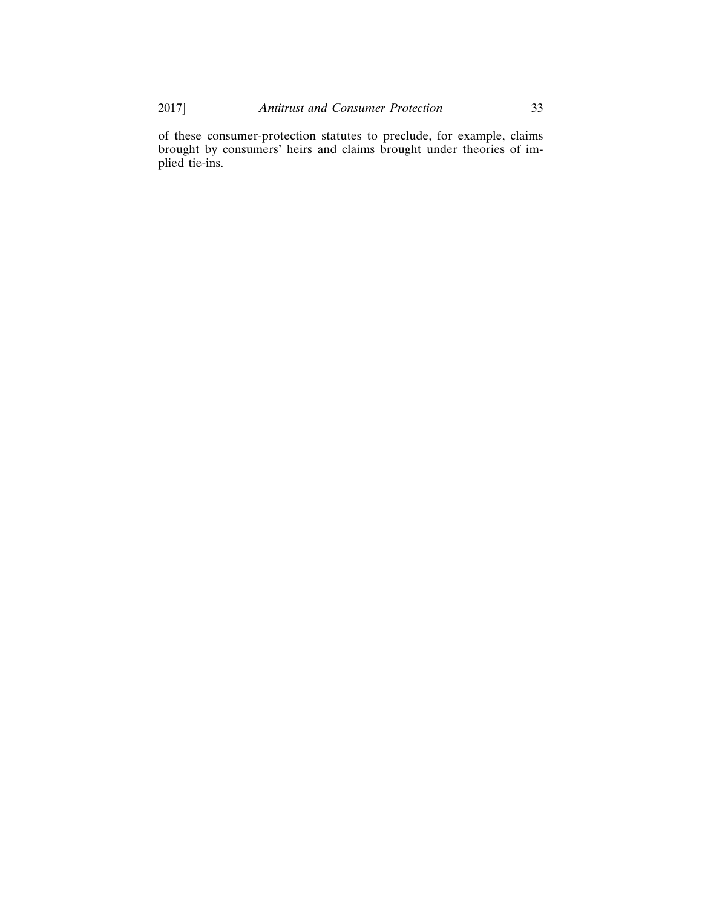of these consumer-protection statutes to preclude, for example, claims brought by consumers' heirs and claims brought under theories of implied tie-ins.